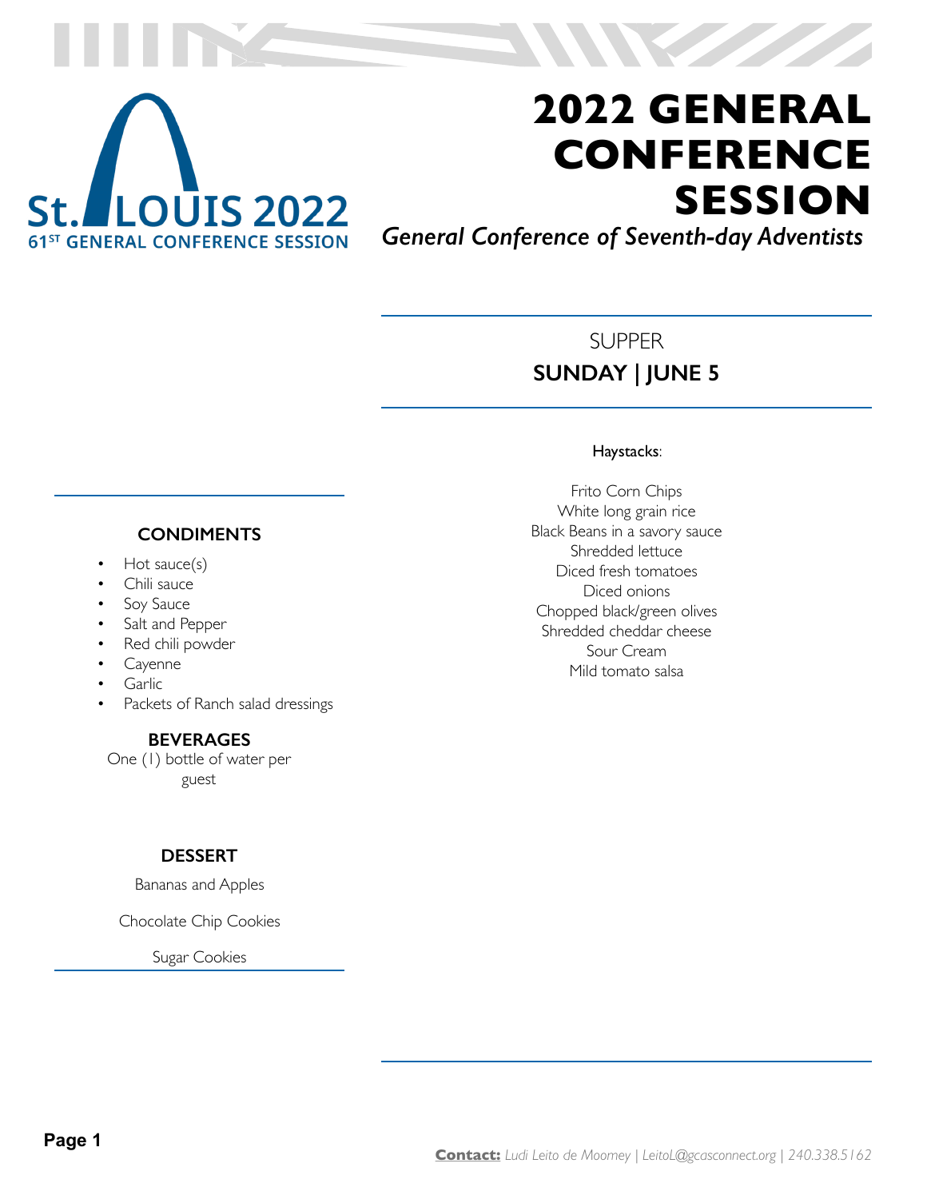St. LOUIS 2022
61ST GENERAL CONFERENCE SESSION

# 2022 GENERAL CONFERENCE SESSION

*General Conference of Seventh-day Adventists*

## SUPPER
## SUNDAY | JUNE 5

Haystacks:

Frito Corn Chips
White long grain rice
Black Beans in a savory sauce
Shredded lettuce
Diced fresh tomatoes
Diced onions
Chopped black/green olives
Shredded cheddar cheese
Sour Cream
Mild tomato salsa

### CONDIMENTS

- Hot sauce(s)
- Chili sauce
- Soy Sauce
- Salt and Pepper
- Red chili powder
- Cayenne
- Garlic
- Packets of Ranch salad dressings

### BEVERAGES

One (1) bottle of water per guest

### DESSERT

Bananas and Apples

Chocolate Chip Cookies

Sugar Cookies

**Contact:** *Ludi Leito de Moomey | LeitoL@gcasconnect.org | 240.338.5162*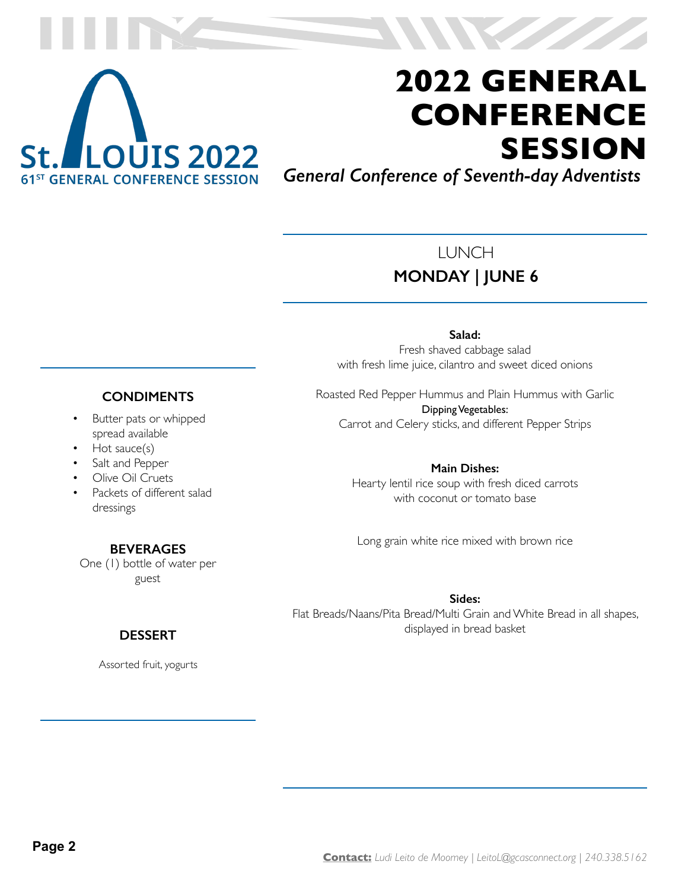St. LOUIS 2022
61ST GENERAL CONFERENCE SESSION

# 2022 GENERAL CONFERENCE SESSION

*General Conference of Seventh-day Adventists*

## LUNCH
## MONDAY | JUNE 6

**Salad:**
Fresh shaved cabbage salad
with fresh lime juice, cilantro and sweet diced onions

Roasted Red Pepper Hummus and Plain Hummus with Garlic
Dipping Vegetables:
Carrot and Celery sticks, and different Pepper Strips

**Main Dishes:**
Hearty lentil rice soup with fresh diced carrots
with coconut or tomato base

Long grain white rice mixed with brown rice

**Sides:**
Flat Breads/Naans/Pita Bread/Multi Grain and White Bread in all shapes, displayed in bread basket

### CONDIMENTS

- Butter pats or whipped spread available
- Hot sauce(s)
- Salt and Pepper
- Olive Oil Cruets
- Packets of different salad dressings

### BEVERAGES

One (1) bottle of water per guest

### DESSERT

Assorted fruit, yogurts

**Contact:** *Ludi Leito de Moomey | LeitoL@gcasconnect.org | 240.338.5162*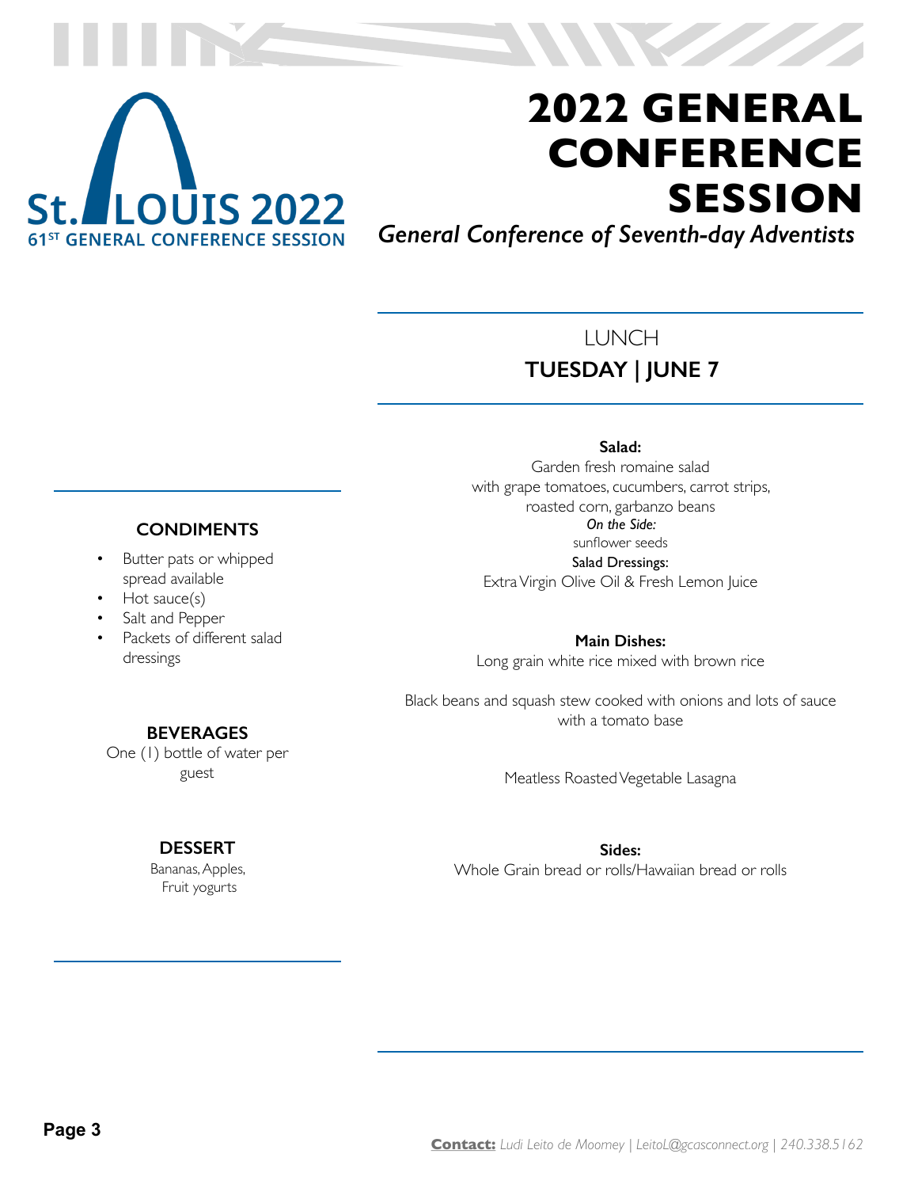St. LOUIS 2022
61ST GENERAL CONFERENCE SESSION

# 2022 GENERAL CONFERENCE SESSION

*General Conference of Seventh-day Adventists*

## LUNCH
## TUESDAY | JUNE 7

**Salad:**
Garden fresh romaine salad
with grape tomatoes, cucumbers, carrot strips,
roasted corn, garbanzo beans
*On the Side:*
sunflower seeds
**Salad Dressings:**
Extra Virgin Olive Oil & Fresh Lemon Juice

**Main Dishes:**
Long grain white rice mixed with brown rice

Black beans and squash stew cooked with onions and lots of sauce with a tomato base

Meatless Roasted Vegetable Lasagna

**Sides:**
Whole Grain bread or rolls/Hawaiian bread or rolls

### CONDIMENTS

- Butter pats or whipped spread available
- Hot sauce(s)
- Salt and Pepper
- Packets of different salad dressings

### BEVERAGES

One (1) bottle of water per guest

### DESSERT

Bananas, Apples,
Fruit yogurts

**Contact:** *Ludi Leito de Moomey | LeitoL@gcasconnect.org | 240.338.5162*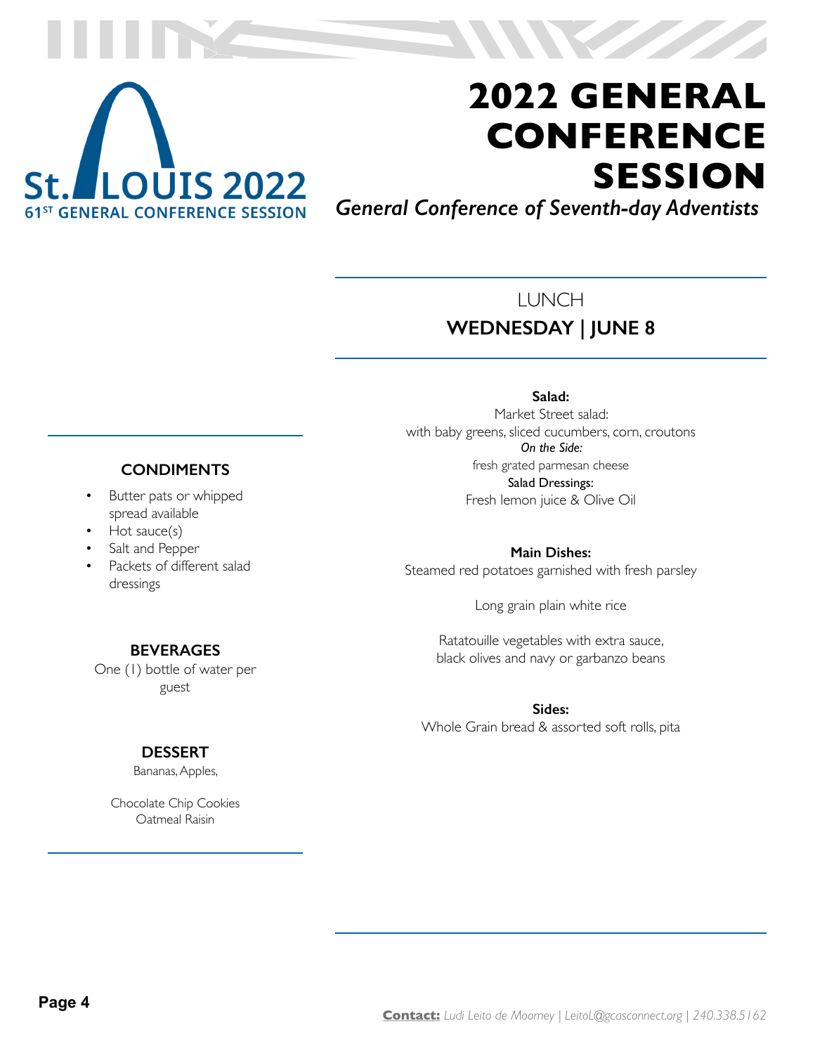# 2022 GENERAL CONFERENCE SESSION

*General Conference of Seventh-day Adventists*

St. LOUIS 2022
61ST GENERAL CONFERENCE SESSION

## LUNCH
## WEDNESDAY | JUNE 8

**Salad:**
Market Street salad:
with baby greens, sliced cucumbers, corn, croutons
***On the Side:***
fresh grated parmesan cheese
**Salad Dressings:**
Fresh lemon juice & Olive Oil

**Main Dishes:**
Steamed red potatoes garnished with fresh parsley

Long grain plain white rice

Ratatouille vegetables with extra sauce,
black olives and navy or garbanzo beans

**Sides:**
Whole Grain bread & assorted soft rolls, pita

### CONDIMENTS

- Butter pats or whipped spread available
- Hot sauce(s)
- Salt and Pepper
- Packets of different salad dressings

### BEVERAGES

One (1) bottle of water per guest

### DESSERT

Bananas, Apples,

Chocolate Chip Cookies
Oatmeal Raisin

**Contact:** *Ludi Leito de Moomey | LeitoL@gcasconnect.org | 240.338.5162*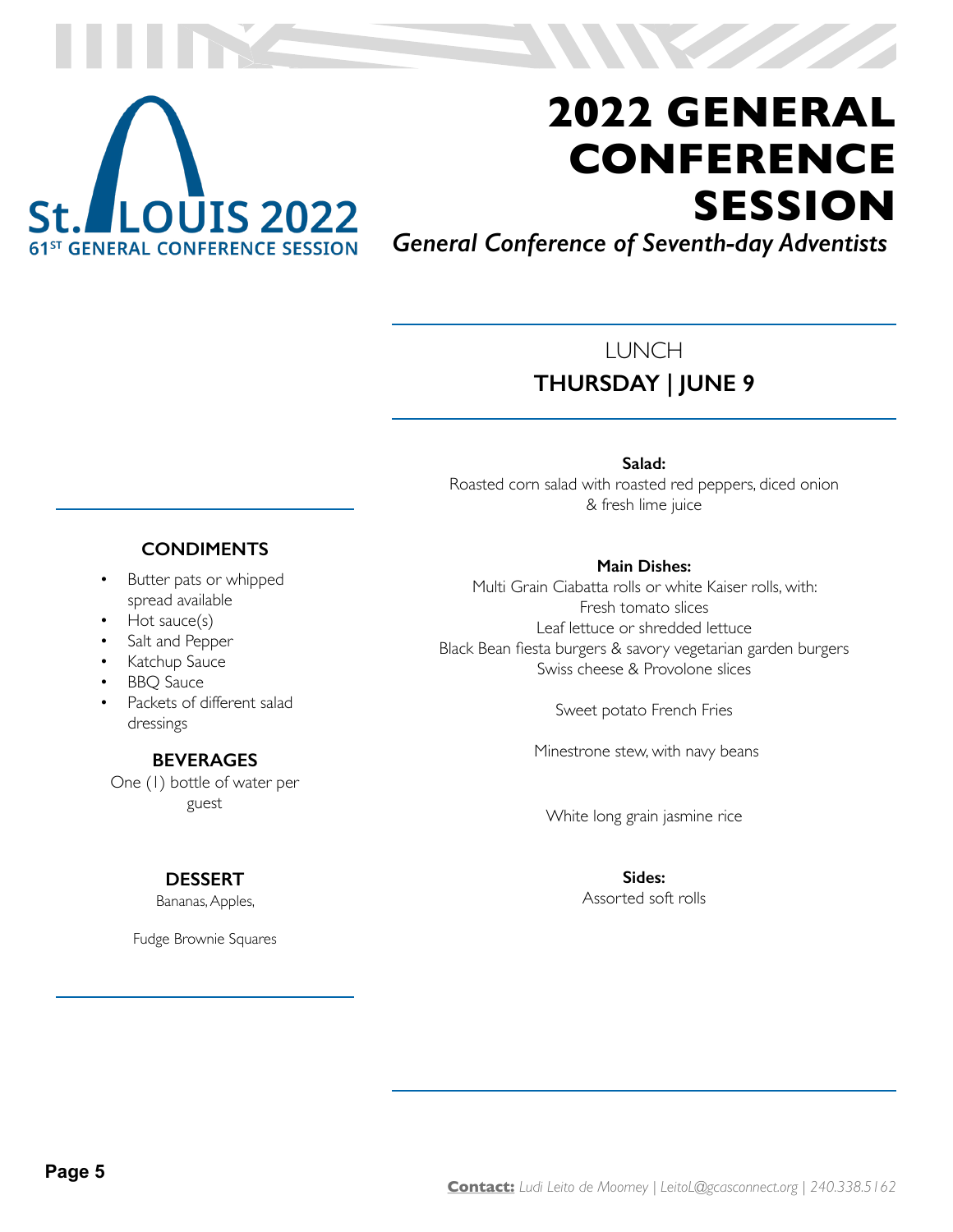# 2022 GENERAL CONFERENCE SESSION

*General Conference of Seventh-day Adventists*

St. LOUIS 2022
61ST GENERAL CONFERENCE SESSION

## LUNCH
## THURSDAY | JUNE 9

**Salad:**
Roasted corn salad with roasted red peppers, diced onion & fresh lime juice

**Main Dishes:**
Multi Grain Ciabatta rolls or white Kaiser rolls, with:
Fresh tomato slices
Leaf lettuce or shredded lettuce
Black Bean fiesta burgers & savory vegetarian garden burgers
Swiss cheese & Provolone slices

Sweet potato French Fries

Minestrone stew, with navy beans

White long grain jasmine rice

**Sides:**
Assorted soft rolls

### CONDIMENTS

- Butter pats or whipped spread available
- Hot sauce(s)
- Salt and Pepper
- Katchup Sauce
- BBQ Sauce
- Packets of different salad dressings

### BEVERAGES

One (1) bottle of water per guest

### DESSERT

Bananas, Apples,

Fudge Brownie Squares

**Contact:** *Ludi Leito de Moomey | LeitoL@gcasconnect.org | 240.338.5162*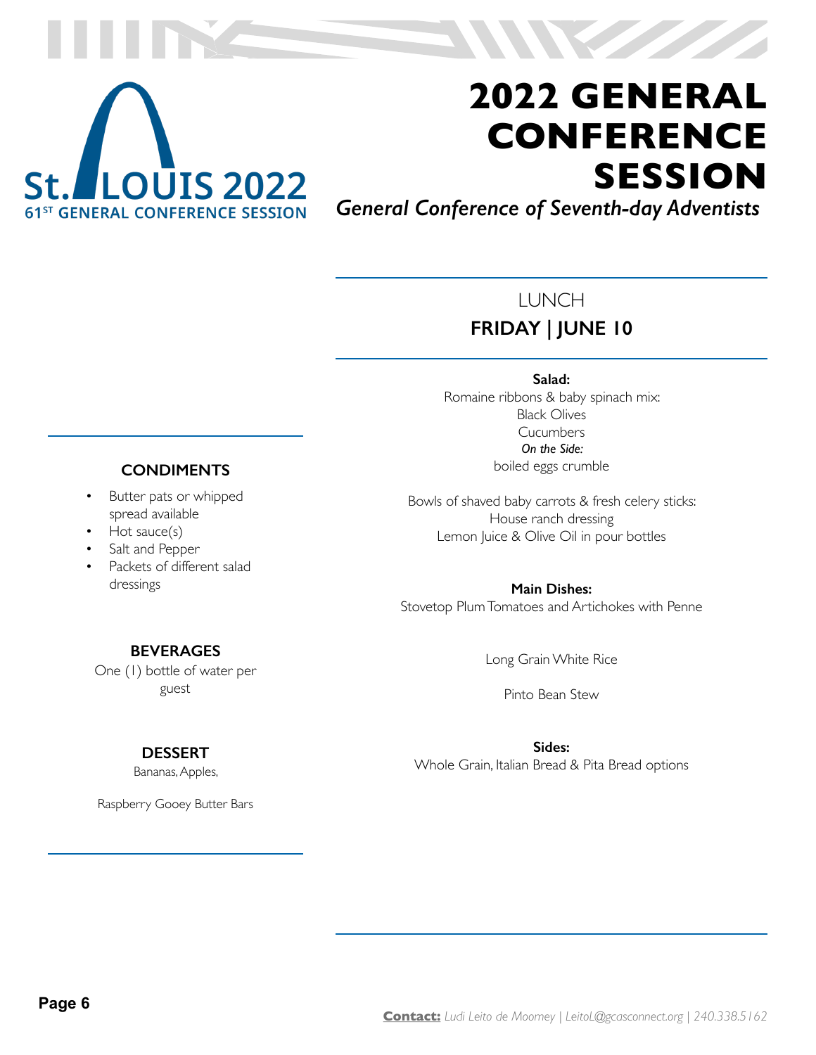St. LOUIS 2022
61ST GENERAL CONFERENCE SESSION

# 2022 GENERAL CONFERENCE SESSION

*General Conference of Seventh-day Adventists*

## LUNCH
## FRIDAY | JUNE 10

**Salad:**
Romaine ribbons & baby spinach mix:
Black Olives
Cucumbers
***On the Side:***
boiled eggs crumble

Bowls of shaved baby carrots & fresh celery sticks:
House ranch dressing
Lemon Juice & Olive Oil in pour bottles

**Main Dishes:**
Stovetop Plum Tomatoes and Artichokes with Penne

Long Grain White Rice

Pinto Bean Stew

**Sides:**
Whole Grain, Italian Bread & Pita Bread options

### CONDIMENTS

- Butter pats or whipped spread available
- Hot sauce(s)
- Salt and Pepper
- Packets of different salad dressings

### BEVERAGES

One (1) bottle of water per guest

### DESSERT

Bananas, Apples,

Raspberry Gooey Butter Bars

**Contact:** *Ludi Leito de Moomey | LeitoL@gcasconnect.org | 240.338.5162*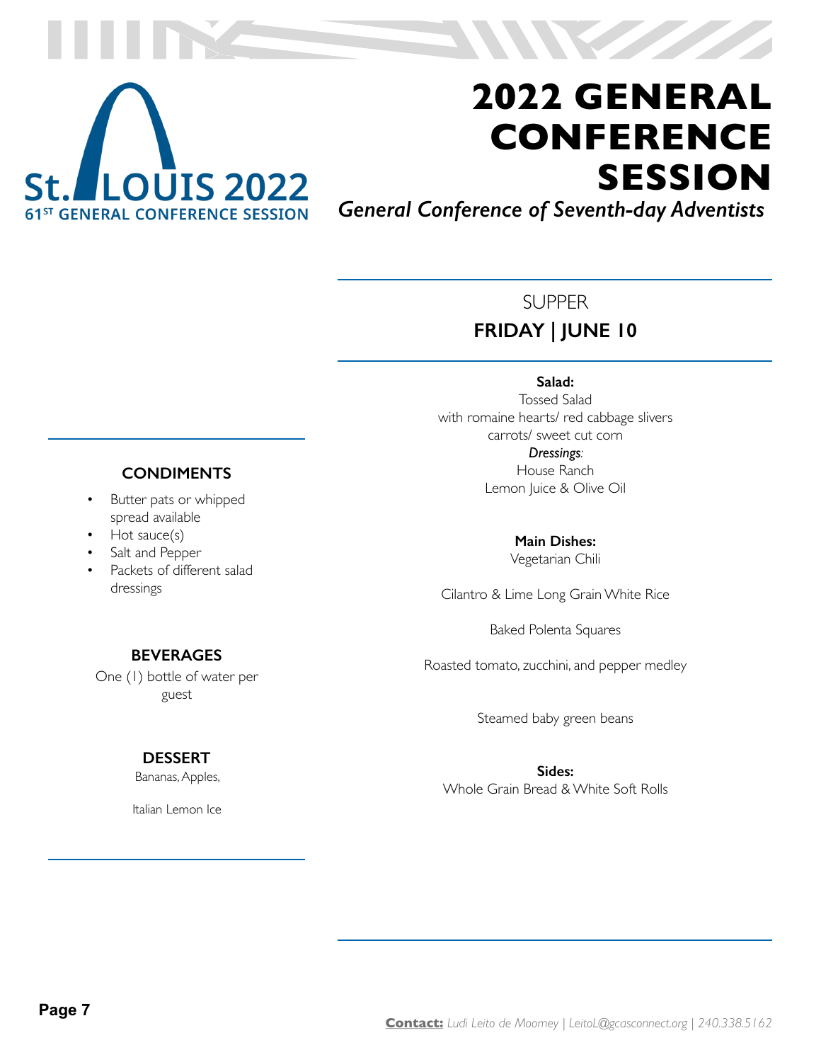# 2022 GENERAL CONFERENCE SESSION

*General Conference of Seventh-day Adventists*

St. LOUIS 2022
61ST GENERAL CONFERENCE SESSION

## SUPPER
## FRIDAY | JUNE 10

**Salad:**
Tossed Salad
with romaine hearts/ red cabbage slivers
carrots/ sweet cut corn
***Dressings:***
House Ranch
Lemon Juice & Olive Oil

**Main Dishes:**
Vegetarian Chili

Cilantro & Lime Long Grain White Rice

Baked Polenta Squares

Roasted tomato, zucchini, and pepper medley

Steamed baby green beans

**Sides:**
Whole Grain Bread & White Soft Rolls

### CONDIMENTS

- Butter pats or whipped spread available
- Hot sauce(s)
- Salt and Pepper
- Packets of different salad dressings

### BEVERAGES

One (1) bottle of water per guest

### DESSERT

Bananas, Apples,

Italian Lemon Ice

**Contact:** *Ludi Leito de Moomey | LeitoL@gcasconnect.org | 240.338.5162*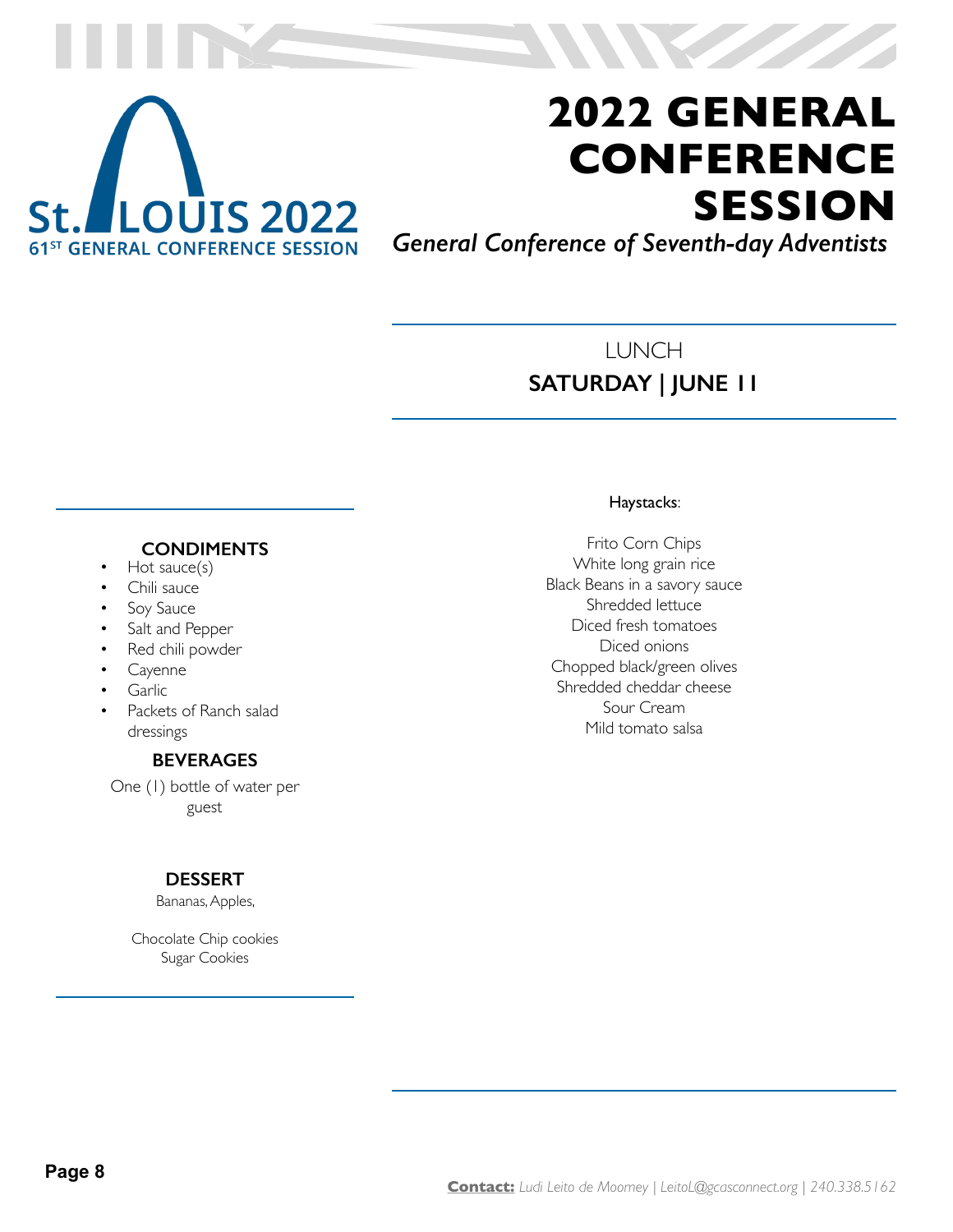St. LOUIS 2022
61ST GENERAL CONFERENCE SESSION

# 2022 GENERAL CONFERENCE SESSION

*General Conference of Seventh-day Adventists*

LUNCH

**SATURDAY | JUNE 11**

Haystacks:

Frito Corn Chips
White long grain rice
Black Beans in a savory sauce
Shredded lettuce
Diced fresh tomatoes
Diced onions
Chopped black/green olives
Shredded cheddar cheese
Sour Cream
Mild tomato salsa

### CONDIMENTS

- Hot sauce(s)
- Chili sauce
- Soy Sauce
- Salt and Pepper
- Red chili powder
- Cayenne
- Garlic
- Packets of Ranch salad dressings

### BEVERAGES

One (1) bottle of water per guest

### DESSERT

Bananas, Apples,

Chocolate Chip cookies
Sugar Cookies

**Contact:** *Ludi Leito de Moomey | LeitoL@gcasconnect.org | 240.338.5162*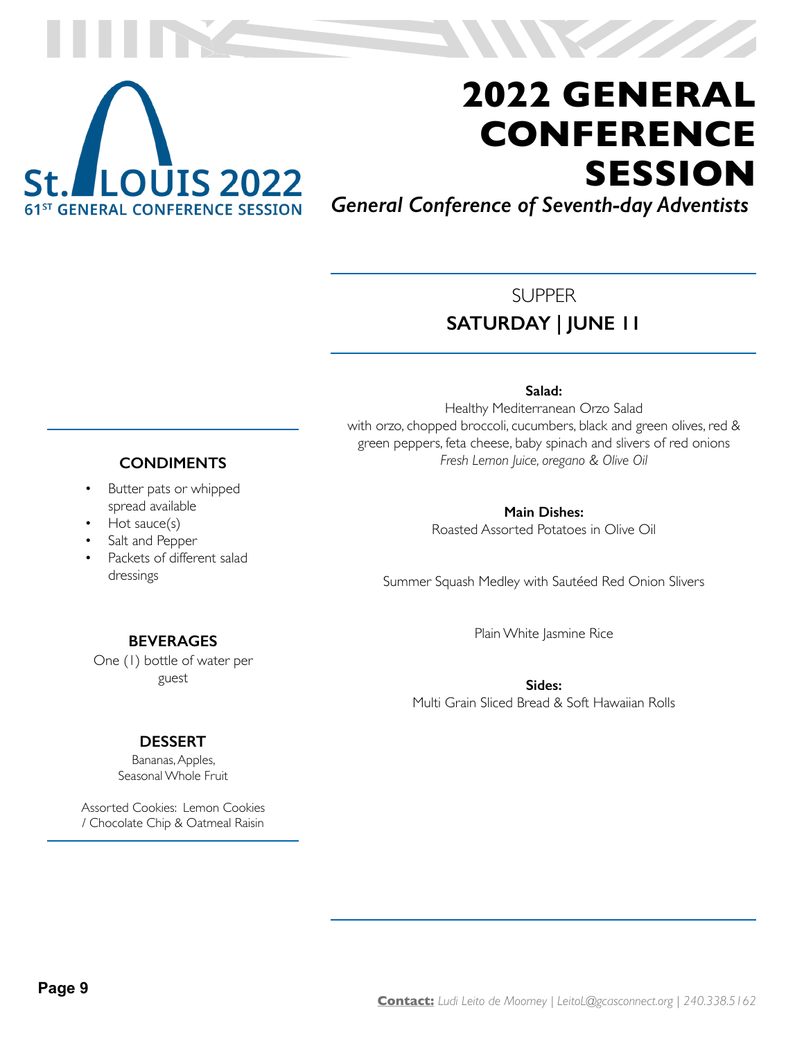St. LOUIS 2022
61ST GENERAL CONFERENCE SESSION

# 2022 GENERAL CONFERENCE SESSION

*General Conference of Seventh-day Adventists*

SUPPER

## SATURDAY | JUNE 11

**Salad:**

Healthy Mediterranean Orzo Salad
with orzo, chopped broccoli, cucumbers, black and green olives, red & green peppers, feta cheese, baby spinach and slivers of red onions
*Fresh Lemon Juice, oregano & Olive Oil*

**Main Dishes:**

Roasted Assorted Potatoes in Olive Oil

Summer Squash Medley with Sautéed Red Onion Slivers

Plain White Jasmine Rice

**Sides:**

Multi Grain Sliced Bread & Soft Hawaiian Rolls

### CONDIMENTS

- Butter pats or whipped spread available
- Hot sauce(s)
- Salt and Pepper
- Packets of different salad dressings

### BEVERAGES

One (1) bottle of water per guest

### DESSERT

Bananas, Apples,
Seasonal Whole Fruit

Assorted Cookies: Lemon Cookies / Chocolate Chip & Oatmeal Raisin

**Contact:** *Ludi Leito de Moomey | LeitoL@gcasconnect.org | 240.338.5162*